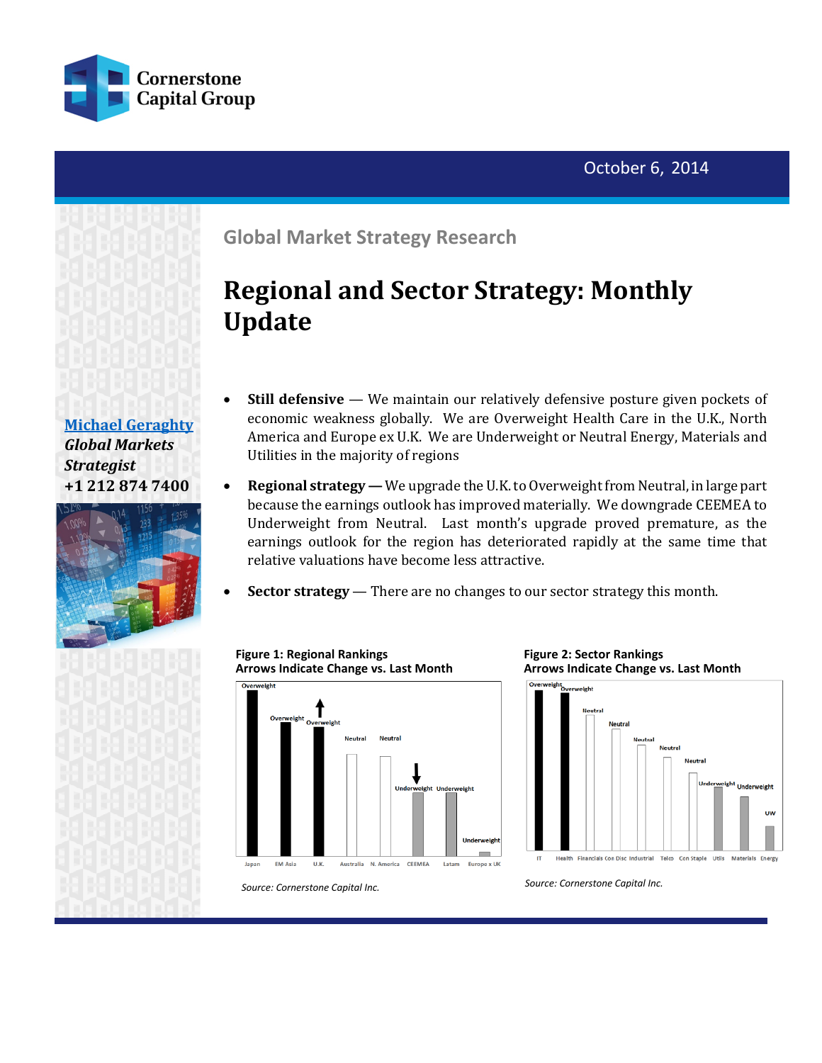Cornerstone Capital Group

October 6, 2014

## Global Market Strategy Research

# Regional and Sector Strategy: Monthly Update

[Michael Geraghty](#)
***Global Markets Strategist***
**+1 212 874 7400**

- **Still defensive** — We maintain our relatively defensive posture given pockets of economic weakness globally. We are Overweight Health Care in the U.K., North America and Europe ex U.K. We are Underweight or Neutral Energy, Materials and Utilities in the majority of regions
- **Regional strategy —** We upgrade the U.K. to Overweight from Neutral, in large part because the earnings outlook has improved materially. We downgrade CEEMEA to Underweight from Neutral. Last month's upgrade proved premature, as the earnings outlook for the region has deteriorated rapidly at the same time that relative valuations have become less attractive.
- **Sector strategy** — There are no changes to our sector strategy this month.

**Figure 1: Regional Rankings**
**Arrows Indicate Change vs. Last Month**

| Region | Ranking | Change vs. Last Month |
|---|---|---|
| Japan | Overweight | |
| EM Asia | Overweight | |
| U.K. | Overweight | ↑ |
| Australia | Neutral | |
| N. America | Neutral | |
| CEEMEA | Underweight | ↓ |
| Latam | Underweight | |
| Europe x UK | Underweight | |

*Source: Cornerstone Capital Inc.*

**Figure 2: Sector Rankings**
**Arrows Indicate Change vs. Last Month**

| Sector | Ranking |
|---|---|
| IT | Overweight |
| Health | Overweight |
| Financials | Neutral |
| Con Disc | Neutral |
| Industrial | Neutral |
| Telco | Neutral |
| Con Staple | Neutral |
| Utils | Underweight |
| Materials | Underweight |
| Energy | UW |

*Source: Cornerstone Capital Inc.*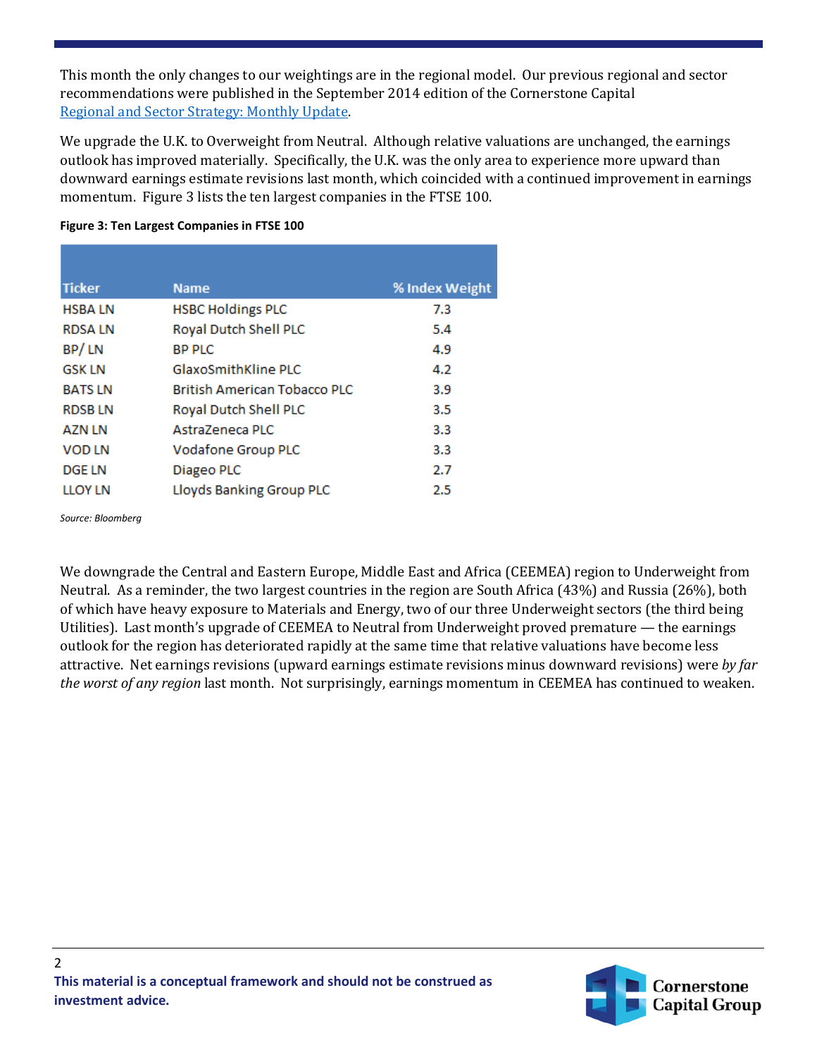This month the only changes to our weightings are in the regional model. Our previous regional and sector recommendations were published in the September 2014 edition of the Cornerstone Capital [Regional and Sector Strategy: Monthly Update](#).

We upgrade the U.K. to Overweight from Neutral. Although relative valuations are unchanged, the earnings outlook has improved materially. Specifically, the U.K. was the only area to experience more upward than downward earnings estimate revisions last month, which coincided with a continued improvement in earnings momentum. Figure 3 lists the ten largest companies in the FTSE 100.

**Figure 3: Ten Largest Companies in FTSE 100**

| Ticker | Name | % Index Weight |
|---|---|---|
| HSBA LN | HSBC Holdings PLC | 7.3 |
| RDSA LN | Royal Dutch Shell PLC | 5.4 |
| BP/ LN | BP PLC | 4.9 |
| GSK LN | GlaxoSmithKline PLC | 4.2 |
| BATS LN | British American Tobacco PLC | 3.9 |
| RDSB LN | Royal Dutch Shell PLC | 3.5 |
| AZN LN | AstraZeneca PLC | 3.3 |
| VOD LN | Vodafone Group PLC | 3.3 |
| DGE LN | Diageo PLC | 2.7 |
| LLOY LN | Lloyds Banking Group PLC | 2.5 |

*Source: Bloomberg*

We downgrade the Central and Eastern Europe, Middle East and Africa (CEEMEA) region to Underweight from Neutral. As a reminder, the two largest countries in the region are South Africa (43%) and Russia (26%), both of which have heavy exposure to Materials and Energy, two of our three Underweight sectors (the third being Utilities). Last month's upgrade of CEEMEA to Neutral from Underweight proved premature — the earnings outlook for the region has deteriorated rapidly at the same time that relative valuations have become less attractive. Net earnings revisions (upward earnings estimate revisions minus downward revisions) were *by far the worst of any region* last month. Not surprisingly, earnings momentum in CEEMEA has continued to weaken.

**This material is a conceptual framework and should not be construed as investment advice.**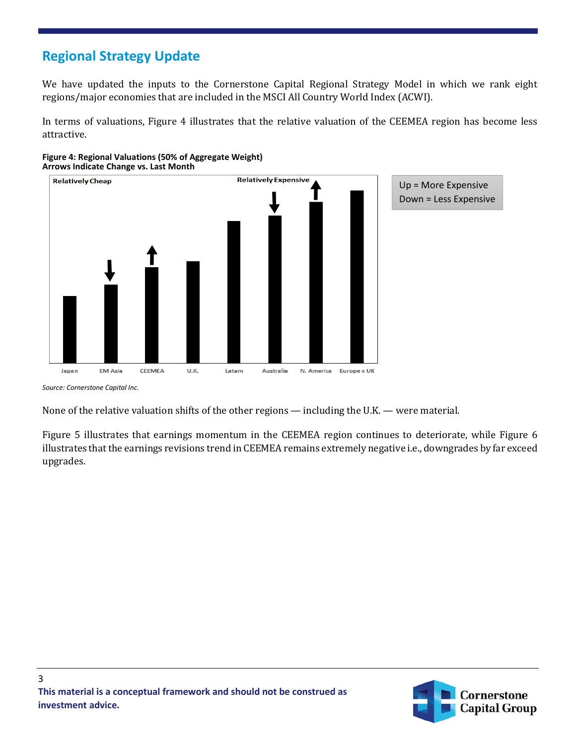## Regional Strategy Update

We have updated the inputs to the Cornerstone Capital Regional Strategy Model in which we rank eight regions/major economies that are included in the MSCI All Country World Index (ACWI).

In terms of valuations, Figure 4 illustrates that the relative valuation of the CEEMEA region has become less attractive.

**Figure 4: Regional Valuations (50% of Aggregate Weight)**
**Arrows Indicate Change vs. Last Month**

Relatively Cheap — Relatively Expensive

Japan, EM Asia, CEEMEA, U.K., Latam, Australia, N. America, Europe x UK

Up = More Expensive
Down = Less Expensive

*Source: Cornerstone Capital Inc.*

None of the relative valuation shifts of the other regions — including the U.K. — were material.

Figure 5 illustrates that earnings momentum in the CEEMEA region continues to deteriorate, while Figure 6 illustrates that the earnings revisions trend in CEEMEA remains extremely negative i.e., downgrades by far exceed upgrades.

**This material is a conceptual framework and should not be construed as investment advice.**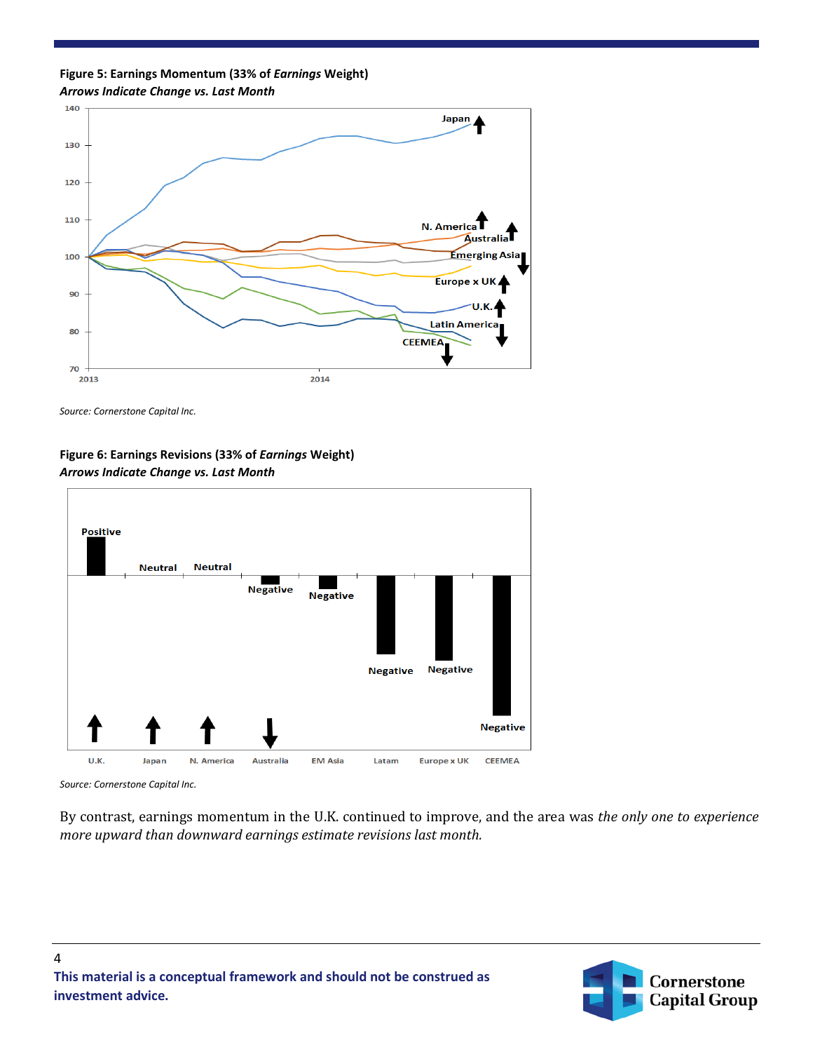**Figure 5: Earnings Momentum (33% of *Earnings* Weight)**
***Arrows Indicate Change vs. Last Month***

*Source: Cornerstone Capital Inc.*

**Figure 6: Earnings Revisions (33% of *Earnings* Weight)**
***Arrows Indicate Change vs. Last Month***

*Source: Cornerstone Capital Inc.*

By contrast, earnings momentum in the U.K. continued to improve, and the area was *the only one to experience more upward than downward earnings estimate revisions last month.*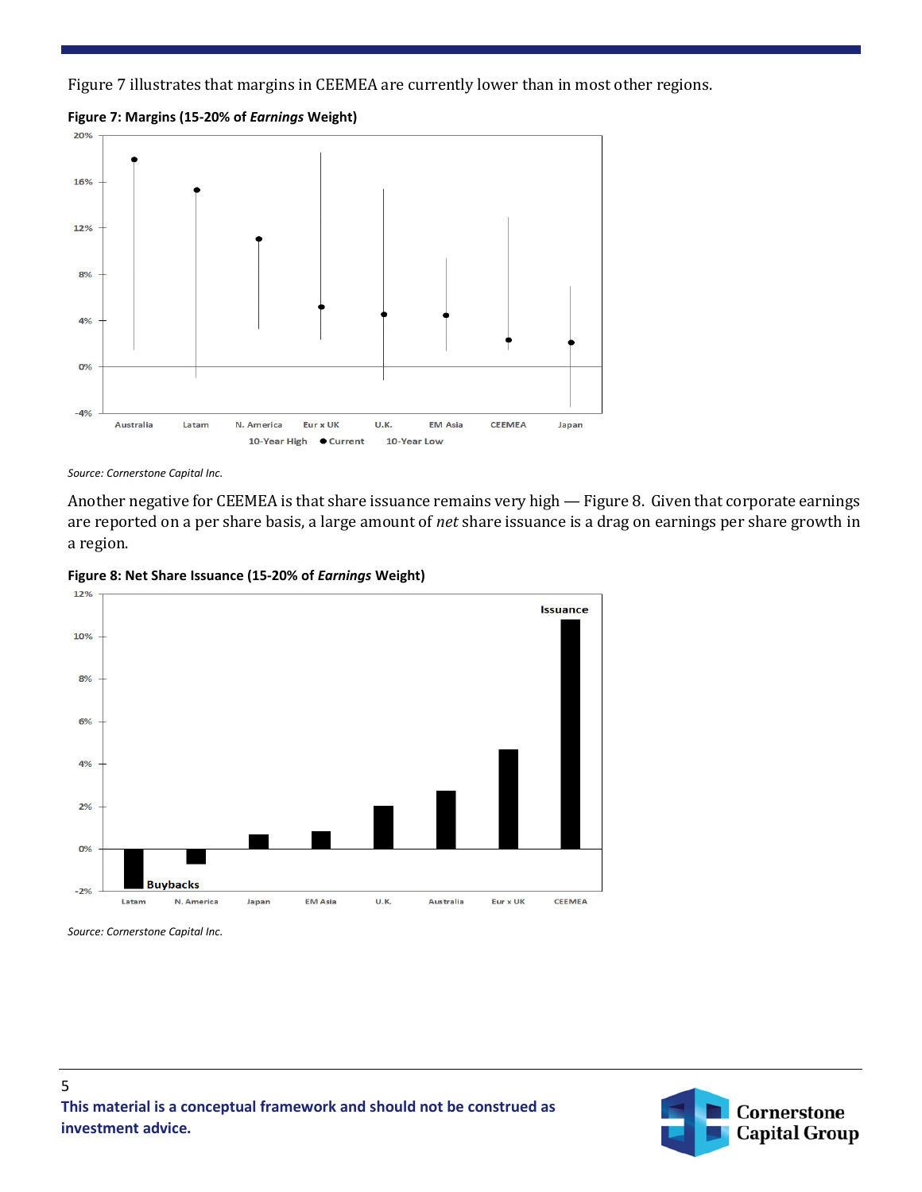Figure 7 illustrates that margins in CEEMEA are currently lower than in most other regions.

**Figure 7: Margins (15-20% of *Earnings* Weight)**

*Source: Cornerstone Capital Inc.*

Another negative for CEEMEA is that share issuance remains very high — Figure 8. Given that corporate earnings are reported on a per share basis, a large amount of *net* share issuance is a drag on earnings per share growth in a region.

**Figure 8: Net Share Issuance (15-20% of *Earnings* Weight)**

*Source: Cornerstone Capital Inc.*

**This material is a conceptual framework and should not be construed as investment advice.**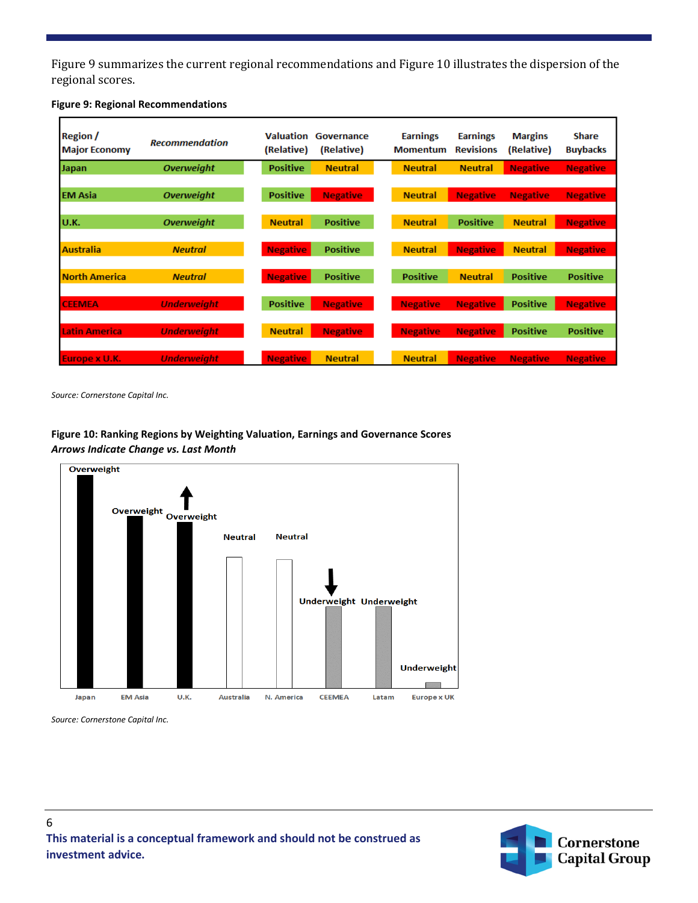Figure 9 summarizes the current regional recommendations and Figure 10 illustrates the dispersion of the regional scores.

**Figure 9: Regional Recommendations**

| Region / Major Economy | *Recommendation* | Valuation (Relative) | Governance (Relative) | Earnings Momentum | Earnings Revisions | Margins (Relative) | Share Buybacks |
|---|---|---|---|---|---|---|---|
| Japan | *Overweight* | Positive | Neutral | Neutral | Neutral | Negative | Negative |
| EM Asia | *Overweight* | Positive | Negative | Neutral | Negative | Negative | Negative |
| U.K. | *Overweight* | Neutral | Positive | Neutral | Positive | Neutral | Negative |
| Australia | *Neutral* | Negative | Positive | Neutral | Negative | Neutral | Negative |
| North America | *Neutral* | Negative | Positive | Positive | Neutral | Positive | Positive |
| CEEMEA | *Underweight* | Positive | Negative | Negative | Negative | Positive | Negative |
| Latin America | *Underweight* | Neutral | Negative | Negative | Negative | Positive | Positive |
| Europe x U.K. | *Underweight* | Negative | Neutral | Neutral | Negative | Negative | Negative |

*Source: Cornerstone Capital Inc.*

**Figure 10: Ranking Regions by Weighting Valuation, Earnings and Governance Scores**
***Arrows Indicate Change vs. Last Month***

| Region | Recommendation | Change vs. Last Month |
|---|---|---|
| Japan | Overweight | |
| EM Asia | Overweight | |
| U.K. | Overweight | ↑ |
| Australia | Neutral | |
| N. America | Neutral | |
| CEEMEA | Underweight | ↓ |
| Latam | Underweight | |
| Europe x UK | Underweight | |

*Source: Cornerstone Capital Inc.*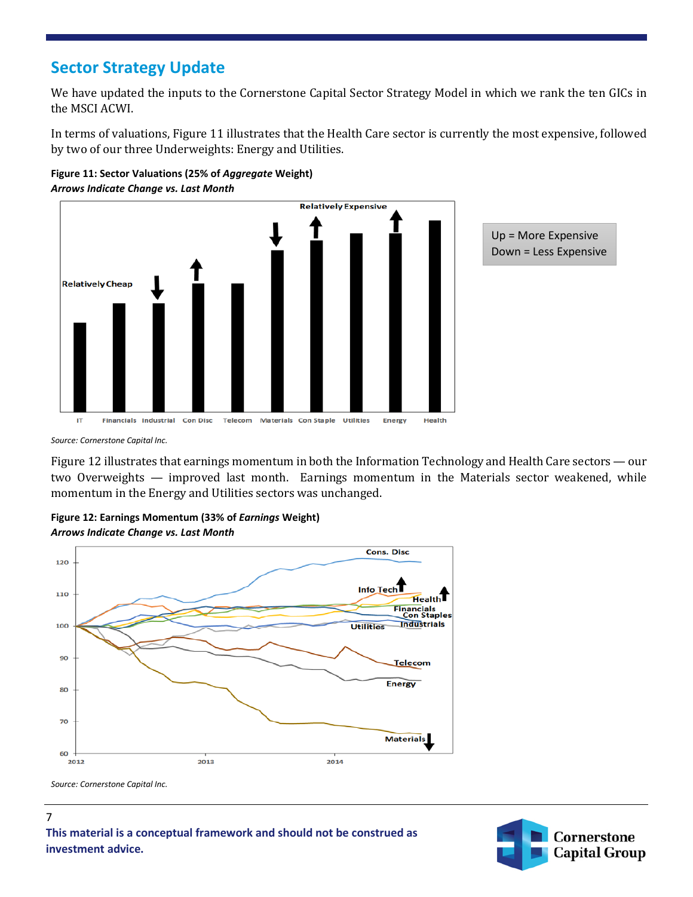## Sector Strategy Update

We have updated the inputs to the Cornerstone Capital Sector Strategy Model in which we rank the ten GICs in the MSCI ACWI.

In terms of valuations, Figure 11 illustrates that the Health Care sector is currently the most expensive, followed by two of our three Underweights: Energy and Utilities.

**Figure 11: Sector Valuations (25% of *Aggregate* Weight)**
***Arrows Indicate Change vs. Last Month***

Up = More Expensive
Down = Less Expensive

*Source: Cornerstone Capital Inc.*

Figure 12 illustrates that earnings momentum in both the Information Technology and Health Care sectors — our two Overweights — improved last month. Earnings momentum in the Materials sector weakened, while momentum in the Energy and Utilities sectors was unchanged.

**Figure 12: Earnings Momentum (33% of *Earnings* Weight)**
***Arrows Indicate Change vs. Last Month***

*Source: Cornerstone Capital Inc.*

**This material is a conceptual framework and should not be construed as investment advice.**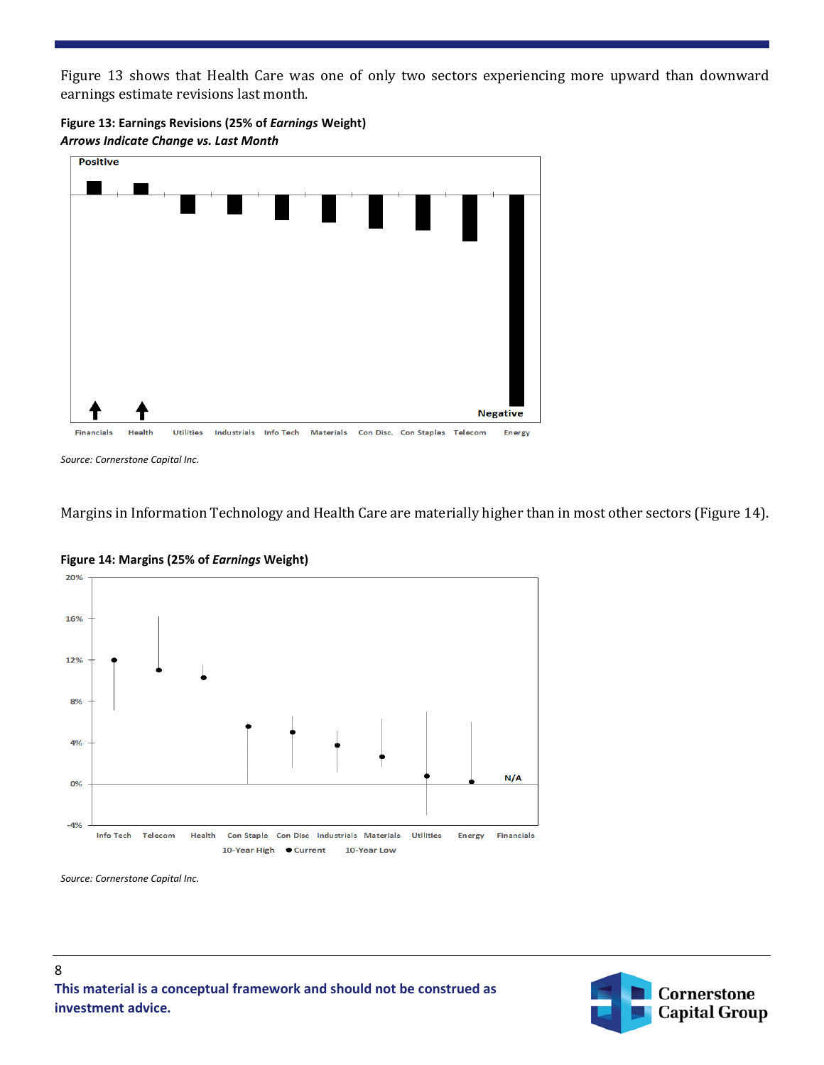Figure 13 shows that Health Care was one of only two sectors experiencing more upward than downward earnings estimate revisions last month.

**Figure 13: Earnings Revisions (25% of *Earnings* Weight)**
***Arrows Indicate Change vs. Last Month***

Positive

Negative

Financials Health Utilities Industrials Info Tech Materials Con Disc. Con Staples Telecom Energy

*Source: Cornerstone Capital Inc.*

Margins in Information Technology and Health Care are materially higher than in most other sectors (Figure 14).

**Figure 14: Margins (25% of *Earnings* Weight)**

20% 16% 12% 8% 4% 0% -4%

N/A

Info Tech Telecom Health Con Staple Con Disc Industrials Materials Utilities Energy Financials

10-Year High ● Current 10-Year Low

*Source: Cornerstone Capital Inc.*

**This material is a conceptual framework and should not be construed as investment advice.**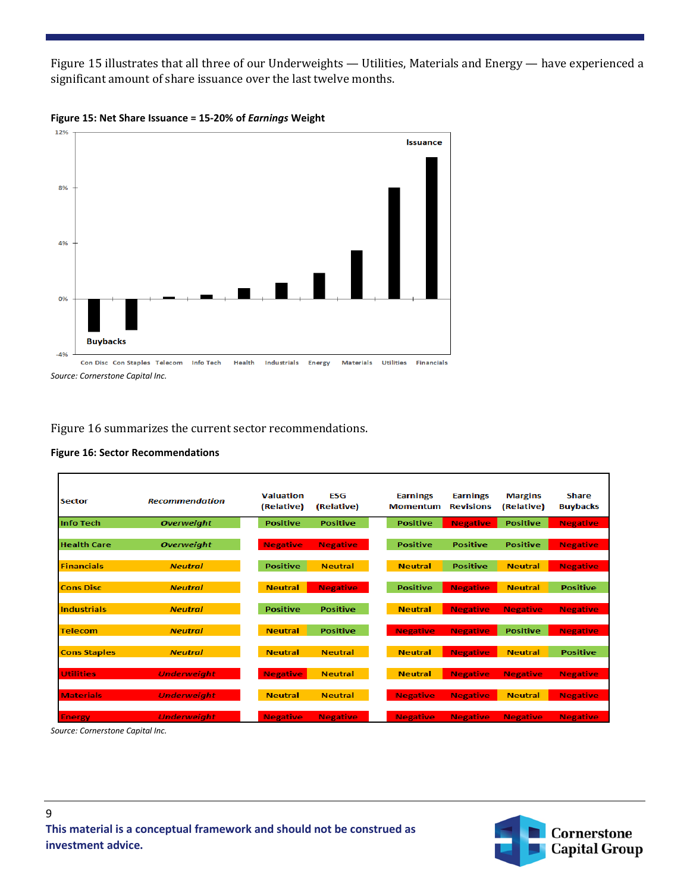Figure 15 illustrates that all three of our Underweights — Utilities, Materials and Energy — have experienced a significant amount of share issuance over the last twelve months.

**Figure 15: Net Share Issuance = 15-20% of *Earnings* Weight**

Source: Cornerstone Capital Inc.

Figure 16 summarizes the current sector recommendations.

**Figure 16: Sector Recommendations**

| Sector | Recommendation | Valuation (Relative) | ESG (Relative) | Earnings Momentum | Earnings Revisions | Margins (Relative) | Share Buybacks |
|---|---|---|---|---|---|---|---|
| Info Tech | *Overweight* | Positive | Positive | Positive | Negative | Positive | Negative |
| Health Care | *Overweight* | Negative | Negative | Positive | Positive | Positive | Negative |
| Financials | *Neutral* | Positive | Neutral | Neutral | Positive | Neutral | Negative |
| Cons Disc | *Neutral* | Neutral | Negative | Positive | Negative | Neutral | Positive |
| Industrials | *Neutral* | Positive | Positive | Neutral | Negative | Negative | Negative |
| Telecom | *Neutral* | Neutral | Positive | Negative | Negative | Positive | Negative |
| Cons Staples | *Neutral* | Neutral | Neutral | Neutral | Negative | Neutral | Positive |
| Utilities | *Underweight* | Negative | Neutral | Neutral | Negative | Negative | Negative |
| Materials | *Underweight* | Neutral | Neutral | Negative | Negative | Neutral | Negative |
| Energy | *Underweight* | Negative | Negative | Negative | Negative | Negative | Negative |

Source: Cornerstone Capital Inc.

**This material is a conceptual framework and should not be construed as investment advice.**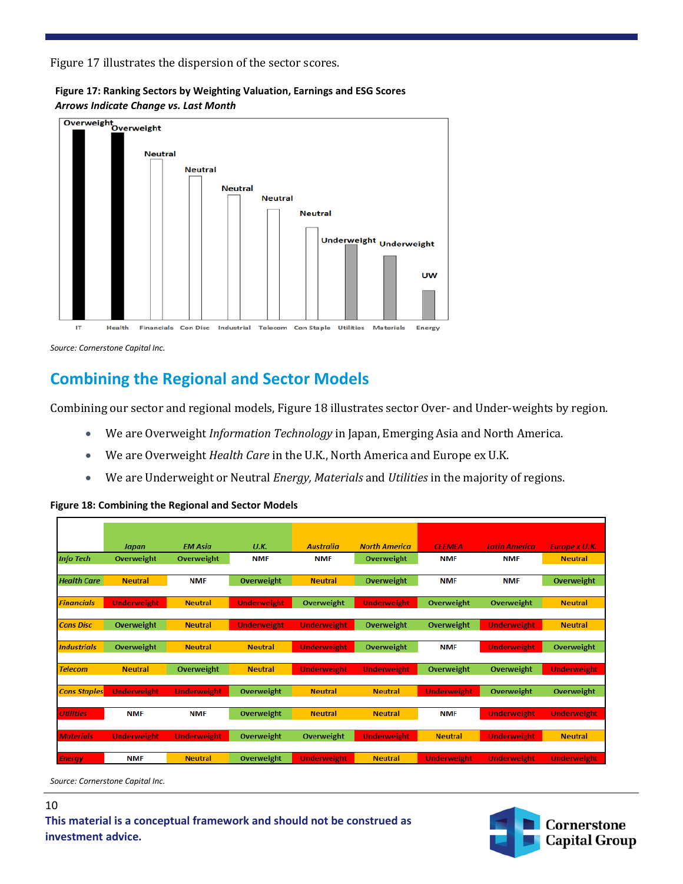Figure 17 illustrates the dispersion of the sector scores.

**Figure 17: Ranking Sectors by Weighting Valuation, Earnings and ESG Scores**
***Arrows Indicate Change vs. Last Month***

| Sector | Rating |
|---|---|
| IT | Overweight |
| Health | Overweight |
| Financials | Neutral |
| Con Disc | Neutral |
| Industrial | Neutral |
| Telecom | Neutral |
| Con Staple | Neutral |
| Utilities | Underweight |
| Materials | Underweight |
| Energy | UW |

*Source: Cornerstone Capital Inc.*

## Combining the Regional and Sector Models

Combining our sector and regional models, Figure 18 illustrates sector Over- and Under-weights by region.

- We are Overweight *Information Technology* in Japan, Emerging Asia and North America.
- We are Overweight *Health Care* in the U.K., North America and Europe ex U.K.
- We are Underweight or Neutral *Energy, Materials* and *Utilities* in the majority of regions.

**Figure 18: Combining the Regional and Sector Models**

| | Japan | EM Asia | U.K. | Australia | North America | CEEMEA | Latin America | Europe x U.K. |
|---|---|---|---|---|---|---|---|---|
| Info Tech | Overweight | Overweight | NMF | NMF | Overweight | NMF | NMF | Neutral |
| Health Care | Neutral | NMF | Overweight | Neutral | Overweight | NMF | NMF | Overweight |
| Financials | Underweight | Neutral | Underweight | Overweight | Underweight | Overweight | Overweight | Neutral |
| Cons Disc | Overweight | Neutral | Underweight | Underweight | Overweight | Overweight | Underweight | Neutral |
| Industrials | Overweight | Neutral | Neutral | Underweight | Overweight | NMF | Underweight | Overweight |
| Telecom | Neutral | Overweight | Neutral | Underweight | Underweight | Overweight | Overweight | Underweight |
| Cons Staples | Underweight | Underweight | Overweight | Neutral | Neutral | Underweight | Overweight | Overweight |
| Utilities | NMF | NMF | Overweight | Neutral | Neutral | NMF | Underweight | Underweight |
| Materials | Underweight | Underweight | Overweight | Overweight | Underweight | Neutral | Underweight | Neutral |
| Energy | NMF | Neutral | Overweight | Underweight | Neutral | Underweight | Underweight | Underweight |

*Source: Cornerstone Capital Inc.*

**This material is a conceptual framework and should not be construed as investment advice.**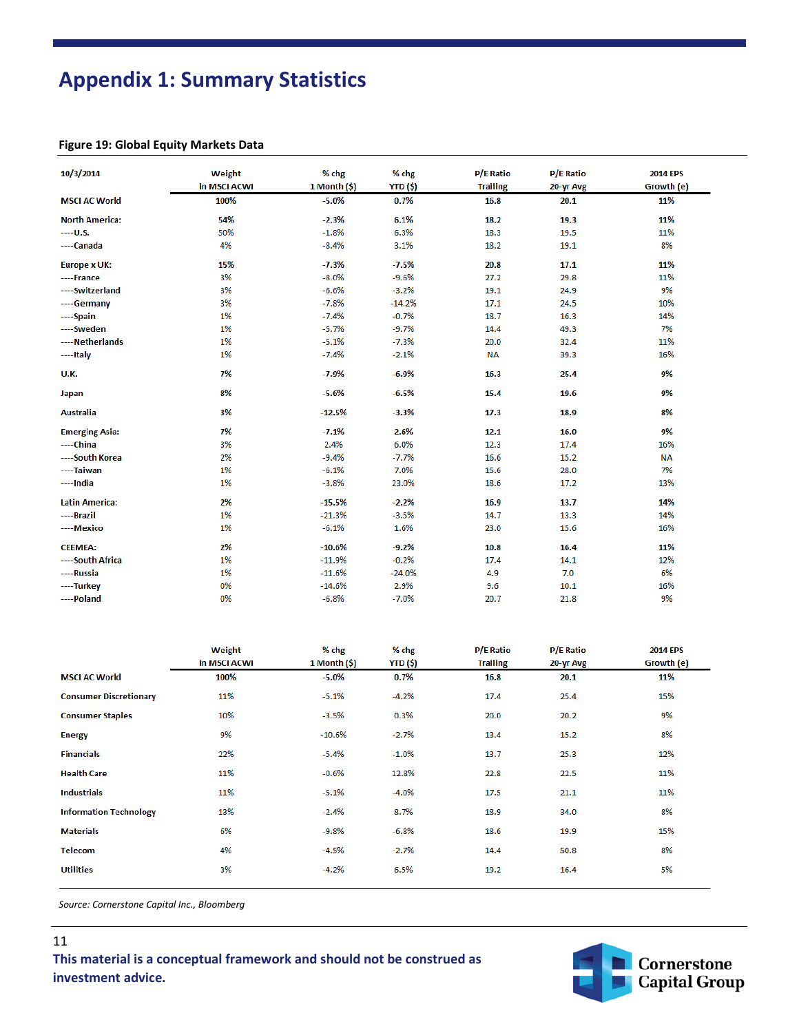# Appendix 1: Summary Statistics

**Figure 19: Global Equity Markets Data**

| 10/3/2014 | Weight in MSCI ACWI | % chg 1 Month ($) | % chg YTD ($) | P/E Ratio Trailing | P/E Ratio 20-yr Avg | 2014 EPS Growth (e) |
|---|---|---|---|---|---|---|
| **MSCI AC World** | **100%** | **-5.0%** | **0.7%** | **16.8** | **20.1** | **11%** |
| **North America:** | **54%** | **-2.3%** | **6.1%** | **18.2** | **19.3** | **11%** |
| ----U.S. | 50% | -1.8% | 6.3% | 18.3 | 19.5 | 11% |
| ----Canada | 4% | -8.4% | 3.1% | 18.2 | 19.1 | 8% |
| **Europe x UK:** | **15%** | **-7.3%** | **-7.5%** | **20.8** | **17.1** | **11%** |
| ----France | 3% | -8.0% | -9.6% | 27.2 | 29.8 | 11% |
| ----Switzerland | 3% | -6.6% | -3.2% | 19.1 | 24.9 | 9% |
| ----Germany | 3% | -7.8% | -14.2% | 17.1 | 24.5 | 10% |
| ----Spain | 1% | -7.4% | -0.7% | 18.7 | 16.3 | 14% |
| ----Sweden | 1% | -5.7% | -9.7% | 14.4 | 49.3 | 7% |
| ----Netherlands | 1% | -5.1% | -7.3% | 20.0 | 32.4 | 11% |
| ----Italy | 1% | -7.4% | -2.1% | NA | 39.3 | 16% |
| **U.K.** | **7%** | **-7.9%** | **-6.9%** | **16.3** | **25.4** | **9%** |
| **Japan** | **8%** | **-5.6%** | **-6.5%** | **15.4** | **19.6** | **9%** |
| **Australia** | **3%** | **-12.5%** | **-3.3%** | **17.3** | **18.9** | **8%** |
| **Emerging Asia:** | **7%** | **-7.1%** | **2.6%** | **12.1** | **16.0** | **9%** |
| ----China | 3% | 2.4% | 6.0% | 12.3 | 17.4 | 16% |
| ----South Korea | 2% | -9.4% | -7.7% | 16.6 | 15.2 | NA |
| ----Taiwan | 1% | -6.1% | 7.0% | 15.6 | 28.0 | 7% |
| ----India | 1% | -3.8% | 23.0% | 18.6 | 17.2 | 13% |
| **Latin America:** | **2%** | **-15.5%** | **-2.2%** | **16.9** | **13.7** | **14%** |
| ----Brazil | 1% | -21.3% | -3.5% | 14.7 | 13.3 | 14% |
| ----Mexico | 1% | -6.1% | 1.6% | 23.0 | 15.6 | 16% |
| **CEEMEA:** | **2%** | **-10.6%** | **-9.2%** | **10.8** | **16.4** | **11%** |
| ----South Africa | 1% | -11.9% | -0.2% | 17.4 | 14.1 | 12% |
| ----Russia | 1% | -11.6% | -24.0% | 4.9 | 7.0 | 6% |
| ----Turkey | 0% | -14.6% | 2.9% | 9.6 | 10.1 | 16% |
| ----Poland | 0% | -6.8% | -7.0% | 20.7 | 21.8 | 9% |

| | Weight in MSCI ACWI | % chg 1 Month ($) | % chg YTD ($) | P/E Ratio Trailing | P/E Ratio 20-yr Avg | 2014 EPS Growth (e) |
|---|---|---|---|---|---|---|
| **MSCI AC World** | **100%** | **-5.0%** | **0.7%** | **16.8** | **20.1** | **11%** |
| Consumer Discretionary | 11% | -5.1% | -4.2% | 17.4 | 25.4 | 15% |
| Consumer Staples | 10% | -3.5% | 0.3% | 20.0 | 20.2 | 9% |
| Energy | 9% | -10.6% | -2.7% | 13.4 | 15.2 | 8% |
| Financials | 22% | -5.4% | -1.0% | 13.7 | 25.3 | 12% |
| Health Care | 11% | -0.6% | 12.8% | 22.8 | 22.5 | 11% |
| Industrials | 11% | -5.1% | -4.0% | 17.5 | 21.1 | 11% |
| Information Technology | 13% | -2.4% | 8.7% | 18.9 | 34.0 | 8% |
| Materials | 6% | -9.8% | -6.8% | 18.6 | 19.9 | 15% |
| Telecom | 4% | -4.5% | -2.7% | 14.4 | 50.8 | 8% |
| Utilities | 3% | -4.2% | 6.5% | 19.2 | 16.4 | 5% |

*Source: Cornerstone Capital Inc., Bloomberg*

**This material is a conceptual framework and should not be construed as investment advice.**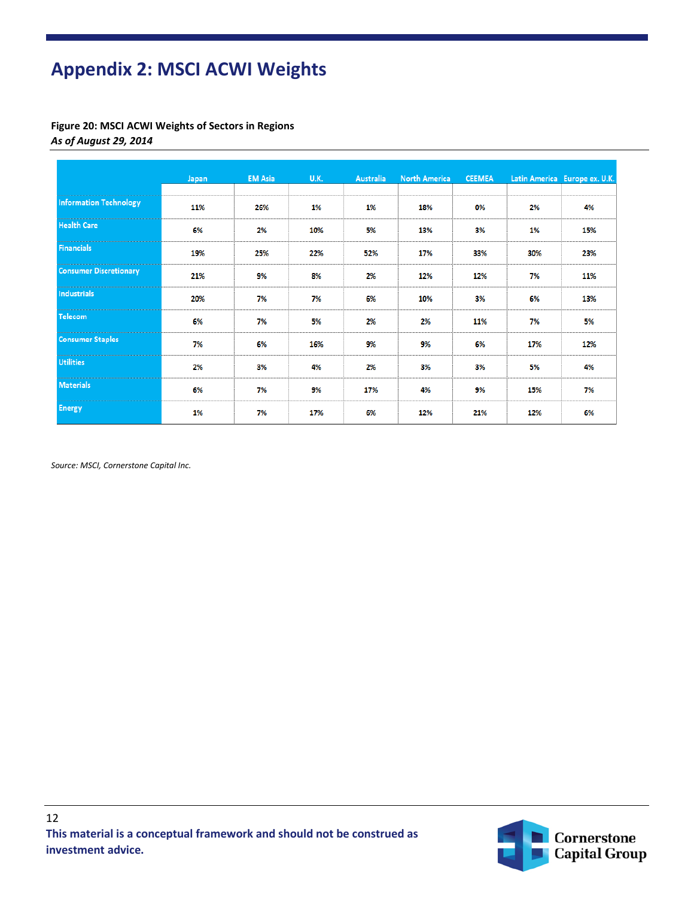# Appendix 2: MSCI ACWI Weights

**Figure 20: MSCI ACWI Weights of Sectors in Regions**
***As of August 29, 2014***

| | Japan | EM Asia | U.K. | Australia | North America | CEEMEA | Latin America | Europe ex. U.K. |
|---|---|---|---|---|---|---|---|---|
| Information Technology | 11% | 26% | 1% | 1% | 18% | 0% | 2% | 4% |
| Health Care | 6% | 2% | 10% | 5% | 13% | 3% | 1% | 15% |
| Financials | 19% | 25% | 22% | 52% | 17% | 33% | 30% | 23% |
| Consumer Discretionary | 21% | 9% | 8% | 2% | 12% | 12% | 7% | 11% |
| Industrials | 20% | 7% | 7% | 6% | 10% | 3% | 6% | 13% |
| Telecom | 6% | 7% | 5% | 2% | 2% | 11% | 7% | 5% |
| Consumer Staples | 7% | 6% | 16% | 9% | 9% | 6% | 17% | 12% |
| Utilities | 2% | 3% | 4% | 2% | 3% | 3% | 5% | 4% |
| Materials | 6% | 7% | 9% | 17% | 4% | 9% | 15% | 7% |
| Energy | 1% | 7% | 17% | 6% | 12% | 21% | 12% | 6% |

*Source: MSCI, Cornerstone Capital Inc.*

**This material is a conceptual framework and should not be construed as investment advice.**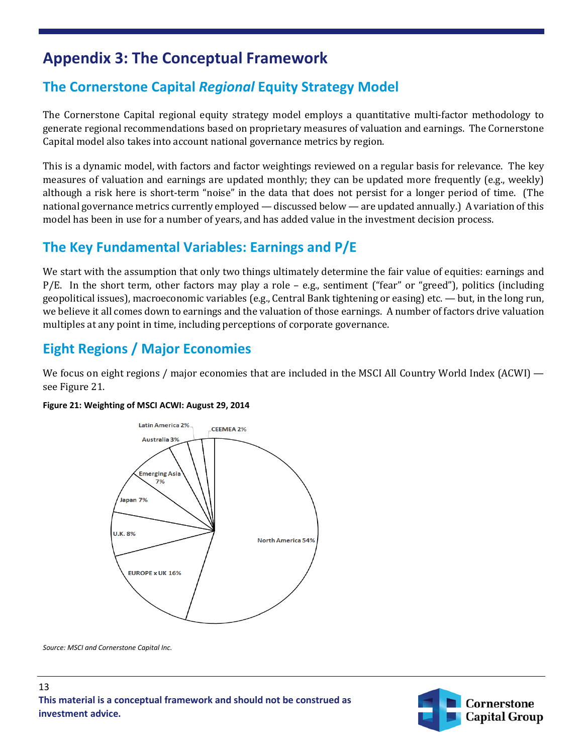# Appendix 3: The Conceptual Framework

## The Cornerstone Capital *Regional* Equity Strategy Model

The Cornerstone Capital regional equity strategy model employs a quantitative multi-factor methodology to generate regional recommendations based on proprietary measures of valuation and earnings. The Cornerstone Capital model also takes into account national governance metrics by region.

This is a dynamic model, with factors and factor weightings reviewed on a regular basis for relevance. The key measures of valuation and earnings are updated monthly; they can be updated more frequently (e.g., weekly) although a risk here is short-term "noise" in the data that does not persist for a longer period of time. (The national governance metrics currently employed — discussed below — are updated annually.) A variation of this model has been in use for a number of years, and has added value in the investment decision process.

## The Key Fundamental Variables: Earnings and P/E

We start with the assumption that only two things ultimately determine the fair value of equities: earnings and P/E. In the short term, other factors may play a role – e.g., sentiment ("fear" or "greed"), politics (including geopolitical issues), macroeconomic variables (e.g., Central Bank tightening or easing) etc. — but, in the long run, we believe it all comes down to earnings and the valuation of those earnings. A number of factors drive valuation multiples at any point in time, including perceptions of corporate governance.

## Eight Regions / Major Economies

We focus on eight regions / major economies that are included in the MSCI All Country World Index (ACWI) — see Figure 21.

**Figure 21: Weighting of MSCI ACWI: August 29, 2014**

| Region | Weight |
|---|---|
| North America | 54% |
| EUROPE x UK | 16% |
| U.K. | 8% |
| Japan | 7% |
| Emerging Asia | 7% |
| Australia | 3% |
| Latin America | 2% |
| CEEMEA | 2% |

*Source: MSCI and Cornerstone Capital Inc.*

**This material is a conceptual framework and should not be construed as investment advice.**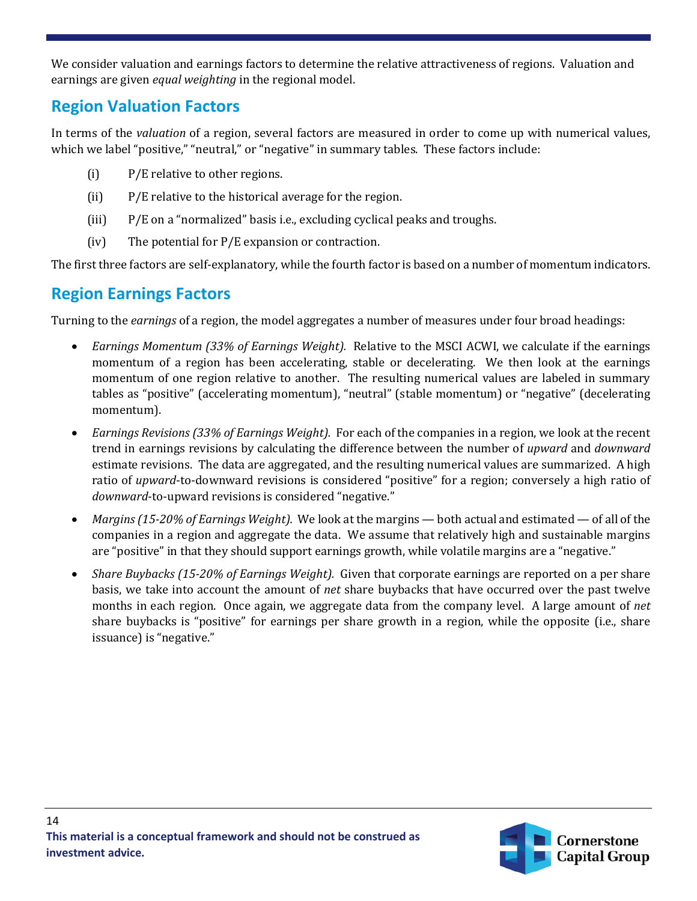We consider valuation and earnings factors to determine the relative attractiveness of regions. Valuation and earnings are given *equal weighting* in the regional model.

## Region Valuation Factors

In terms of the *valuation* of a region, several factors are measured in order to come up with numerical values, which we label "positive," "neutral," or "negative" in summary tables. These factors include:

(i) P/E relative to other regions.

(ii) P/E relative to the historical average for the region.

(iii) P/E on a "normalized" basis i.e., excluding cyclical peaks and troughs.

(iv) The potential for P/E expansion or contraction.

The first three factors are self-explanatory, while the fourth factor is based on a number of momentum indicators.

## Region Earnings Factors

Turning to the *earnings* of a region, the model aggregates a number of measures under four broad headings:

- *Earnings Momentum (33% of Earnings Weight).* Relative to the MSCI ACWI, we calculate if the earnings momentum of a region has been accelerating, stable or decelerating. We then look at the earnings momentum of one region relative to another. The resulting numerical values are labeled in summary tables as "positive" (accelerating momentum), "neutral" (stable momentum) or "negative" (decelerating momentum).
- *Earnings Revisions (33% of Earnings Weight).* For each of the companies in a region, we look at the recent trend in earnings revisions by calculating the difference between the number of *upward* and *downward* estimate revisions. The data are aggregated, and the resulting numerical values are summarized. A high ratio of *upward*-to-downward revisions is considered "positive" for a region; conversely a high ratio of *downward*-to-upward revisions is considered "negative."
- *Margins (15-20% of Earnings Weight).* We look at the margins — both actual and estimated — of all of the companies in a region and aggregate the data. We assume that relatively high and sustainable margins are "positive" in that they should support earnings growth, while volatile margins are a "negative."
- *Share Buybacks (15-20% of Earnings Weight).* Given that corporate earnings are reported on a per share basis, we take into account the amount of *net* share buybacks that have occurred over the past twelve months in each region. Once again, we aggregate data from the company level. A large amount of *net* share buybacks is "positive" for earnings per share growth in a region, while the opposite (i.e., share issuance) is "negative."

**This material is a conceptual framework and should not be construed as investment advice.**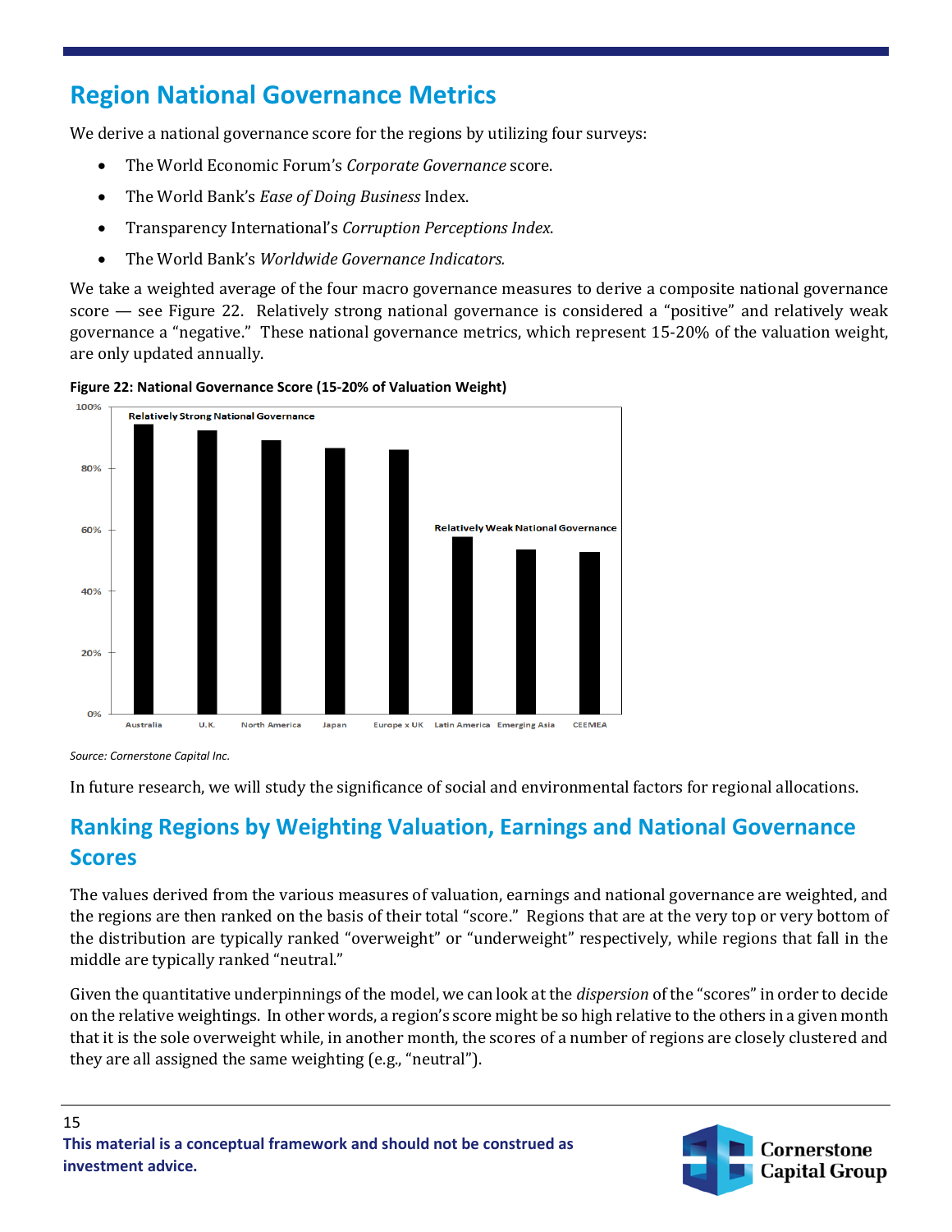## Region National Governance Metrics

We derive a national governance score for the regions by utilizing four surveys:

- The World Economic Forum's *Corporate Governance* score.
- The World Bank's *Ease of Doing Business* Index.
- Transparency International's *Corruption Perceptions Index*.
- The World Bank's *Worldwide Governance Indicators.*

We take a weighted average of the four macro governance measures to derive a composite national governance score — see Figure 22. Relatively strong national governance is considered a "positive" and relatively weak governance a "negative." These national governance metrics, which represent 15-20% of the valuation weight, are only updated annually.

**Figure 22: National Governance Score (15-20% of Valuation Weight)**

*Source: Cornerstone Capital Inc.*

In future research, we will study the significance of social and environmental factors for regional allocations.

## Ranking Regions by Weighting Valuation, Earnings and National Governance Scores

The values derived from the various measures of valuation, earnings and national governance are weighted, and the regions are then ranked on the basis of their total "score." Regions that are at the very top or very bottom of the distribution are typically ranked "overweight" or "underweight" respectively, while regions that fall in the middle are typically ranked "neutral."

Given the quantitative underpinnings of the model, we can look at the *dispersion* of the "scores" in order to decide on the relative weightings. In other words, a region's score might be so high relative to the others in a given month that it is the sole overweight while, in another month, the scores of a number of regions are closely clustered and they are all assigned the same weighting (e.g., "neutral").

**This material is a conceptual framework and should not be construed as investment advice.**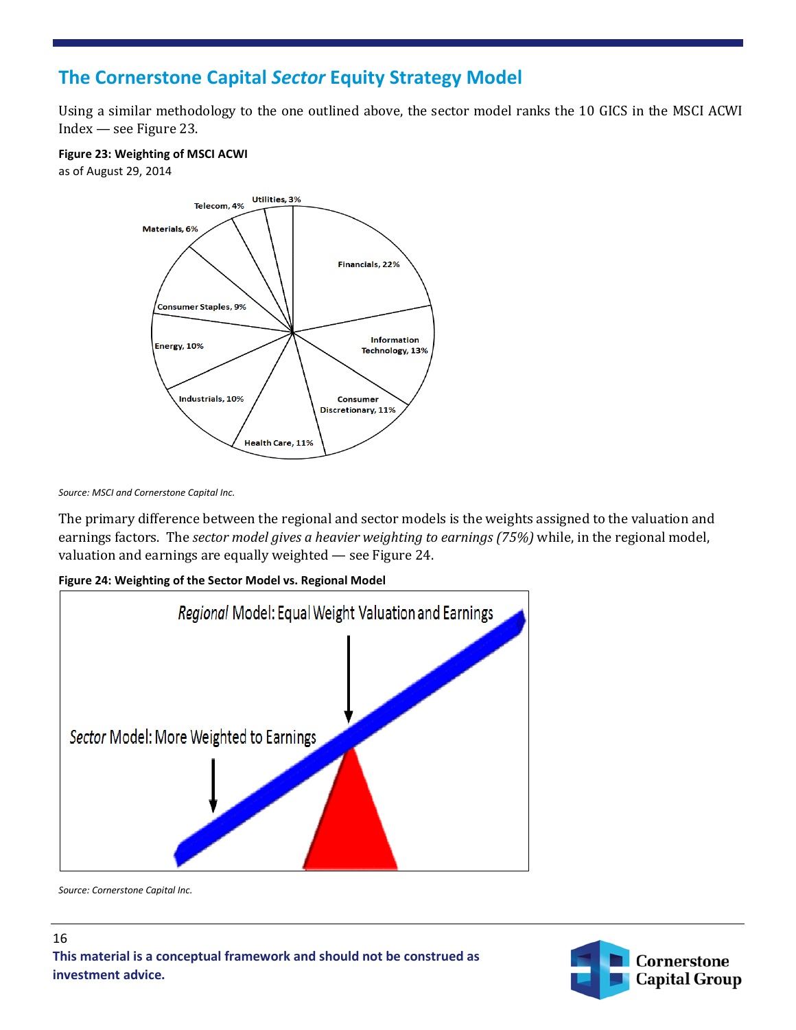## The Cornerstone Capital *Sector* Equity Strategy Model

Using a similar methodology to the one outlined above, the sector model ranks the 10 GICS in the MSCI ACWI Index — see Figure 23.

**Figure 23: Weighting of MSCI ACWI**
as of August 29, 2014

| Sector | Weight |
|---|---|
| Financials | 22% |
| Information Technology | 13% |
| Consumer Discretionary | 11% |
| Health Care | 11% |
| Industrials | 10% |
| Energy | 10% |
| Consumer Staples | 9% |
| Materials | 6% |
| Telecom | 4% |
| Utilities | 3% |

*Source: MSCI and Cornerstone Capital Inc.*

The primary difference between the regional and sector models is the weights assigned to the valuation and earnings factors. The *sector model gives a heavier weighting to earnings (75%)* while, in the regional model, valuation and earnings are equally weighted — see Figure 24.

**Figure 24: Weighting of the Sector Model vs. Regional Model**

*Regional* Model: Equal Weight Valuation and Earnings

*Sector* Model: More Weighted to Earnings

*Source: Cornerstone Capital Inc.*

**This material is a conceptual framework and should not be construed as investment advice.**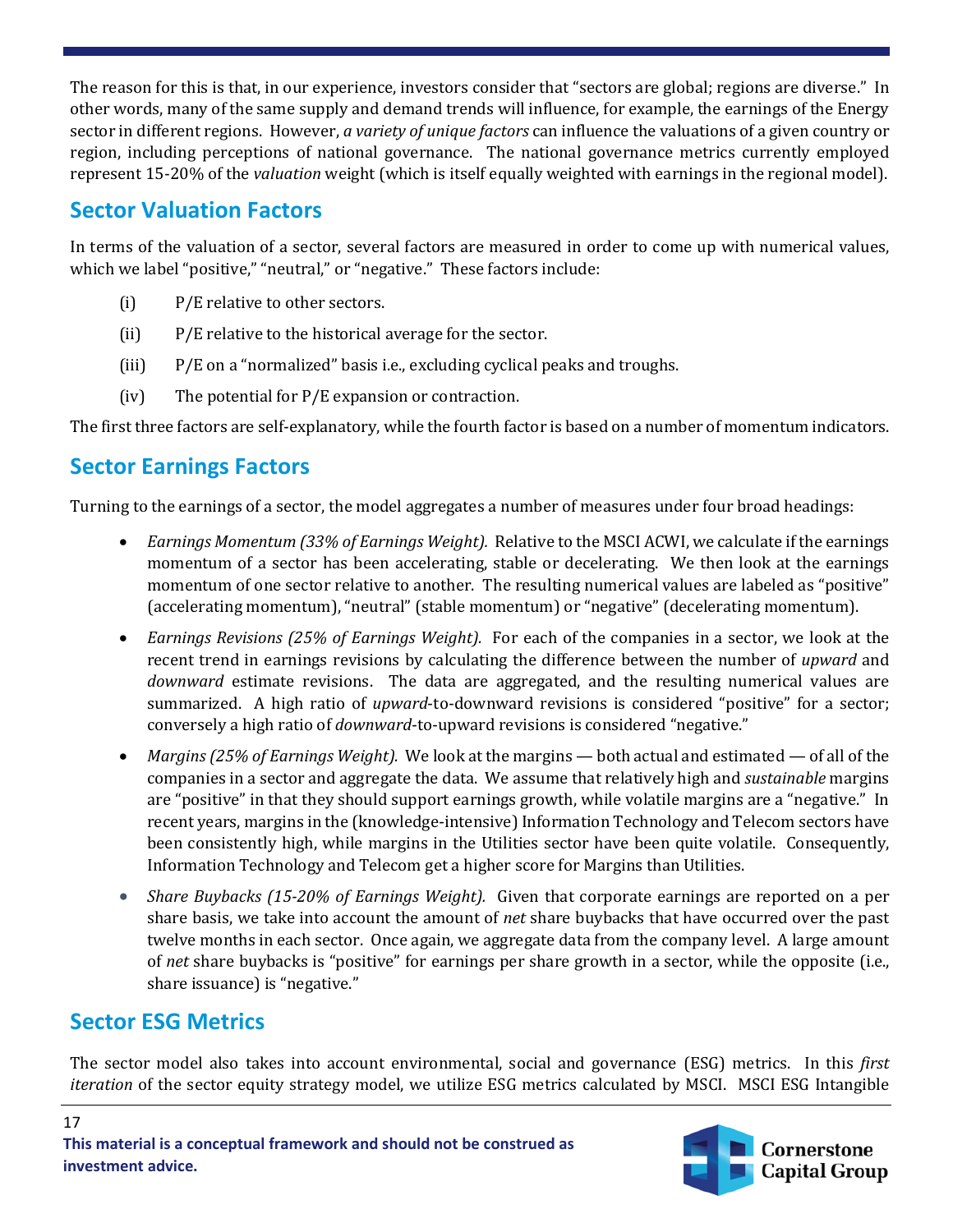The reason for this is that, in our experience, investors consider that "sectors are global; regions are diverse." In other words, many of the same supply and demand trends will influence, for example, the earnings of the Energy sector in different regions. However, *a variety of unique factors* can influence the valuations of a given country or region, including perceptions of national governance. The national governance metrics currently employed represent 15-20% of the *valuation* weight (which is itself equally weighted with earnings in the regional model).

## Sector Valuation Factors

In terms of the valuation of a sector, several factors are measured in order to come up with numerical values, which we label "positive," "neutral," or "negative." These factors include:

(i) P/E relative to other sectors.

(ii) P/E relative to the historical average for the sector.

(iii) P/E on a "normalized" basis i.e., excluding cyclical peaks and troughs.

(iv) The potential for P/E expansion or contraction.

The first three factors are self-explanatory, while the fourth factor is based on a number of momentum indicators.

## Sector Earnings Factors

Turning to the earnings of a sector, the model aggregates a number of measures under four broad headings:

- *Earnings Momentum (33% of Earnings Weight).* Relative to the MSCI ACWI, we calculate if the earnings momentum of a sector has been accelerating, stable or decelerating. We then look at the earnings momentum of one sector relative to another. The resulting numerical values are labeled as "positive" (accelerating momentum), "neutral" (stable momentum) or "negative" (decelerating momentum).
- *Earnings Revisions (25% of Earnings Weight).* For each of the companies in a sector, we look at the recent trend in earnings revisions by calculating the difference between the number of *upward* and *downward* estimate revisions. The data are aggregated, and the resulting numerical values are summarized. A high ratio of *upward*-to-downward revisions is considered "positive" for a sector; conversely a high ratio of *downward*-to-upward revisions is considered "negative."
- *Margins (25% of Earnings Weight).* We look at the margins — both actual and estimated — of all of the companies in a sector and aggregate the data. We assume that relatively high and *sustainable* margins are "positive" in that they should support earnings growth, while volatile margins are a "negative." In recent years, margins in the (knowledge-intensive) Information Technology and Telecom sectors have been consistently high, while margins in the Utilities sector have been quite volatile. Consequently, Information Technology and Telecom get a higher score for Margins than Utilities.
- *Share Buybacks (15-20% of Earnings Weight).* Given that corporate earnings are reported on a per share basis, we take into account the amount of *net* share buybacks that have occurred over the past twelve months in each sector. Once again, we aggregate data from the company level. A large amount of *net* share buybacks is "positive" for earnings per share growth in a sector, while the opposite (i.e., share issuance) is "negative."

## Sector ESG Metrics

The sector model also takes into account environmental, social and governance (ESG) metrics. In this *first iteration* of the sector equity strategy model, we utilize ESG metrics calculated by MSCI. MSCI ESG Intangible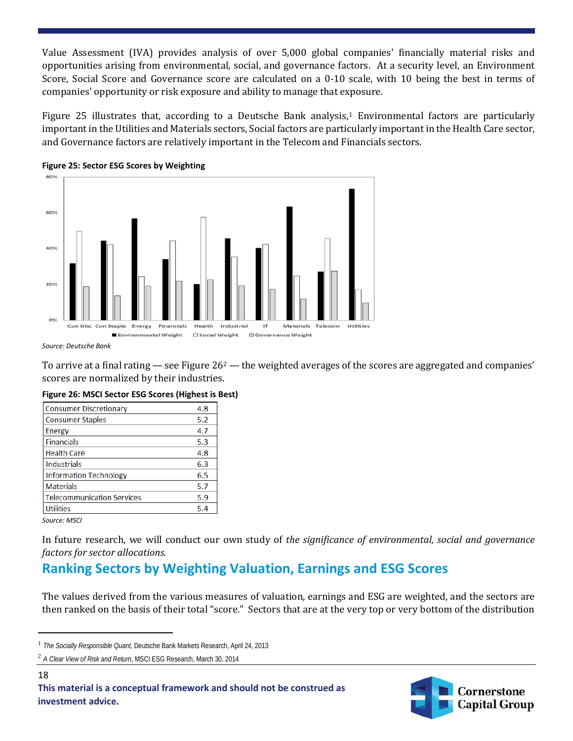Value Assessment (IVA) provides analysis of over 5,000 global companies' financially material risks and opportunities arising from environmental, social, and governance factors. At a security level, an Environment Score, Social Score and Governance score are calculated on a 0-10 scale, with 10 being the best in terms of companies' opportunity or risk exposure and ability to manage that exposure.

Figure 25 illustrates that, according to a Deutsche Bank analysis,[1] Environmental factors are particularly important in the Utilities and Materials sectors, Social factors are particularly important in the Health Care sector, and Governance factors are relatively important in the Telecom and Financials sectors.

**Figure 25: Sector ESG Scores by Weighting**

*Source: Deutsche Bank*

To arrive at a final rating — see Figure 26[2] — the weighted averages of the scores are aggregated and companies' scores are normalized by their industries.

**Figure 26: MSCI Sector ESG Scores (Highest is Best)**

| Sector | Score |
|---|---|
| Consumer Discretionary | 4.8 |
| Consumer Staples | 5.2 |
| Energy | 4.7 |
| Financials | 5.3 |
| Health Care | 4.8 |
| Industrials | 6.3 |
| Information Technology | 6.5 |
| Materials | 5.7 |
| Telecommunication Services | 5.9 |
| Utilities | 5.4 |

*Source: MSCI*

In future research, we will conduct our own study of *the significance of environmental, social and governance factors for sector allocations.*

## Ranking Sectors by Weighting Valuation, Earnings and ESG Scores

The values derived from the various measures of valuation, earnings and ESG are weighted, and the sectors are then ranked on the basis of their total "score." Sectors that are at the very top or very bottom of the distribution

---

[1] *The Socially Responsible Quant*, Deutsche Bank Markets Research, April 24, 2013

[2] *A Clear View of Risk and Return*, MSCI ESG Research, March 30, 2014

**This material is a conceptual framework and should not be construed as investment advice.**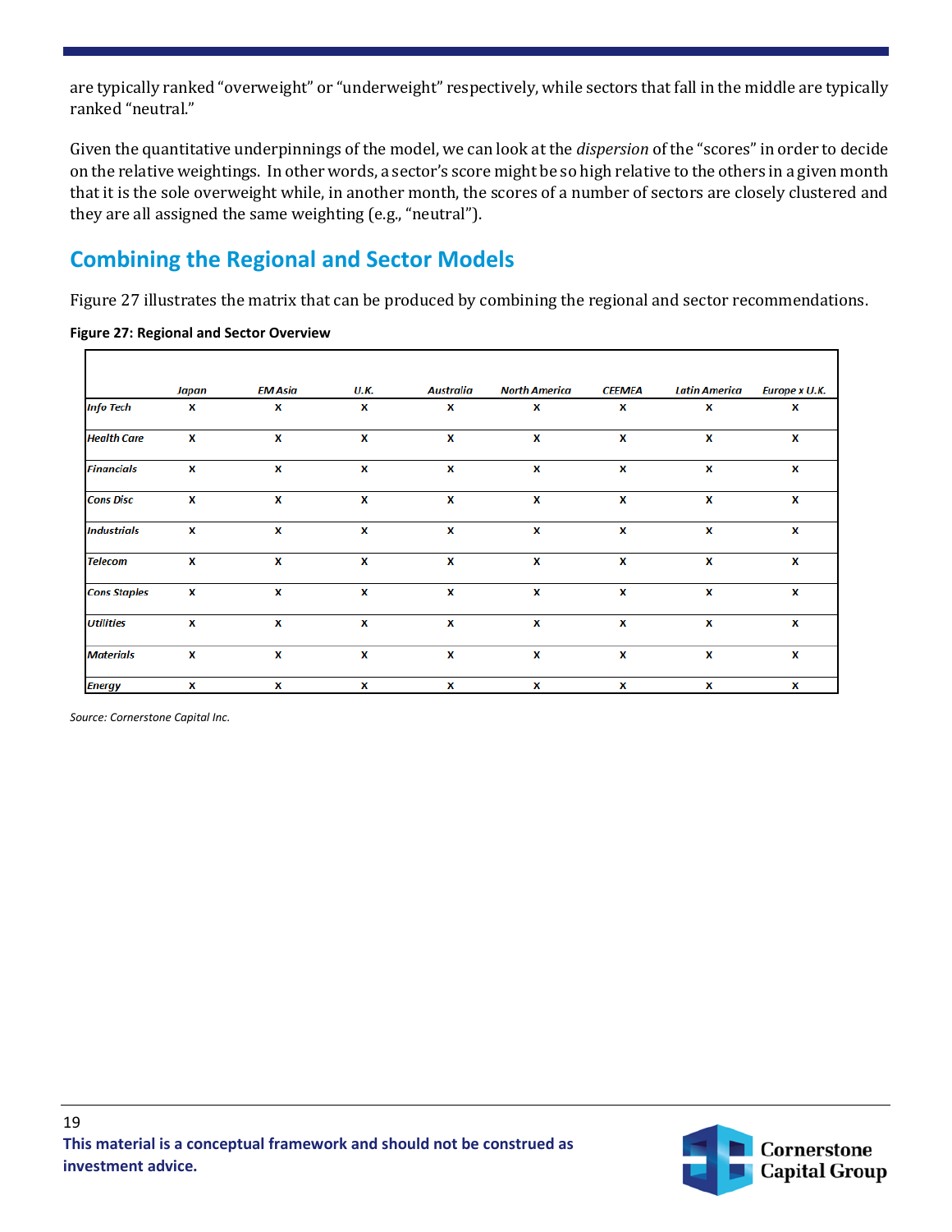are typically ranked “overweight” or “underweight” respectively, while sectors that fall in the middle are typically ranked “neutral.”

Given the quantitative underpinnings of the model, we can look at the *dispersion* of the “scores” in order to decide on the relative weightings. In other words, a sector’s score might be so high relative to the others in a given month that it is the sole overweight while, in another month, the scores of a number of sectors are closely clustered and they are all assigned the same weighting (e.g., “neutral”).

## Combining the Regional and Sector Models

Figure 27 illustrates the matrix that can be produced by combining the regional and sector recommendations.

**Figure 27: Regional and Sector Overview**

| | *Japan* | *EM Asia* | *U.K.* | *Australia* | *North America* | *CEEMEA* | *Latin America* | *Europe x U.K.* |
|---|---|---|---|---|---|---|---|---|
| *Info Tech* | x | x | x | x | x | x | x | x |
| *Health Care* | x | x | x | x | x | x | x | x |
| *Financials* | x | x | x | x | x | x | x | x |
| *Cons Disc* | x | x | x | x | x | x | x | x |
| *Industrials* | x | x | x | x | x | x | x | x |
| *Telecom* | x | x | x | x | x | x | x | x |
| *Cons Staples* | x | x | x | x | x | x | x | x |
| *Utilities* | x | x | x | x | x | x | x | x |
| *Materials* | x | x | x | x | x | x | x | x |
| *Energy* | x | x | x | x | x | x | x | x |

*Source: Cornerstone Capital Inc.*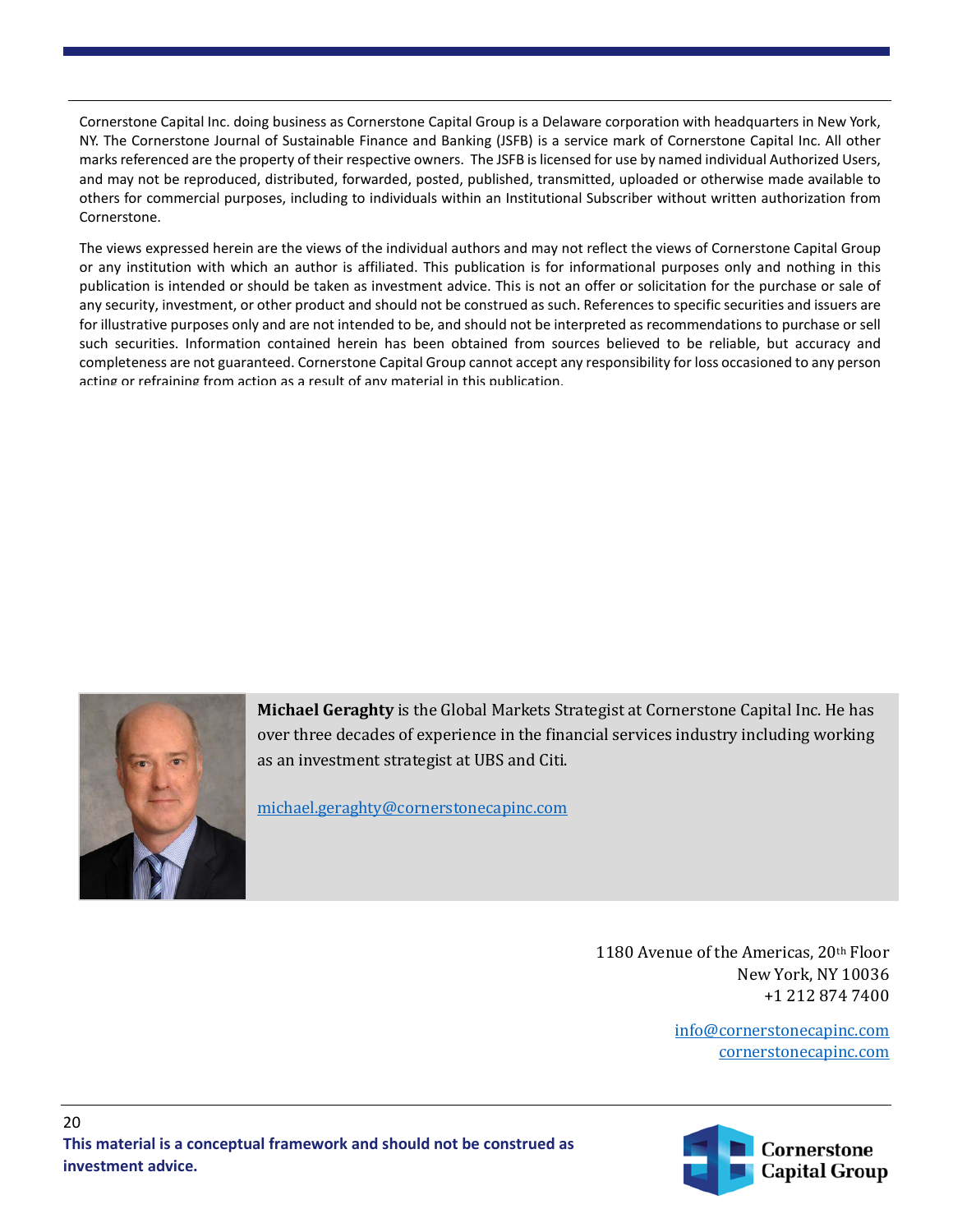Cornerstone Capital Inc. doing business as Cornerstone Capital Group is a Delaware corporation with headquarters in New York, NY. The Cornerstone Journal of Sustainable Finance and Banking (JSFB) is a service mark of Cornerstone Capital Inc. All other marks referenced are the property of their respective owners. The JSFB is licensed for use by named individual Authorized Users, and may not be reproduced, distributed, forwarded, posted, published, transmitted, uploaded or otherwise made available to others for commercial purposes, including to individuals within an Institutional Subscriber without written authorization from Cornerstone.

The views expressed herein are the views of the individual authors and may not reflect the views of Cornerstone Capital Group or any institution with which an author is affiliated. This publication is for informational purposes only and nothing in this publication is intended or should be taken as investment advice. This is not an offer or solicitation for the purchase or sale of any security, investment, or other product and should not be construed as such. References to specific securities and issuers are for illustrative purposes only and are not intended to be, and should not be interpreted as recommendations to purchase or sell such securities. Information contained herein has been obtained from sources believed to be reliable, but accuracy and completeness are not guaranteed. Cornerstone Capital Group cannot accept any responsibility for loss occasioned to any person acting or refraining from action as a result of any material in this publication.

**Michael Geraghty** is the Global Markets Strategist at Cornerstone Capital Inc. He has over three decades of experience in the financial services industry including working as an investment strategist at UBS and Citi.

michael.geraghty@cornerstonecapinc.com

1180 Avenue of the Americas, 20th Floor
New York, NY 10036
+1 212 874 7400

info@cornerstonecapinc.com
cornerstonecapinc.com

**This material is a conceptual framework and should not be construed as investment advice.**

Cornerstone Capital Group